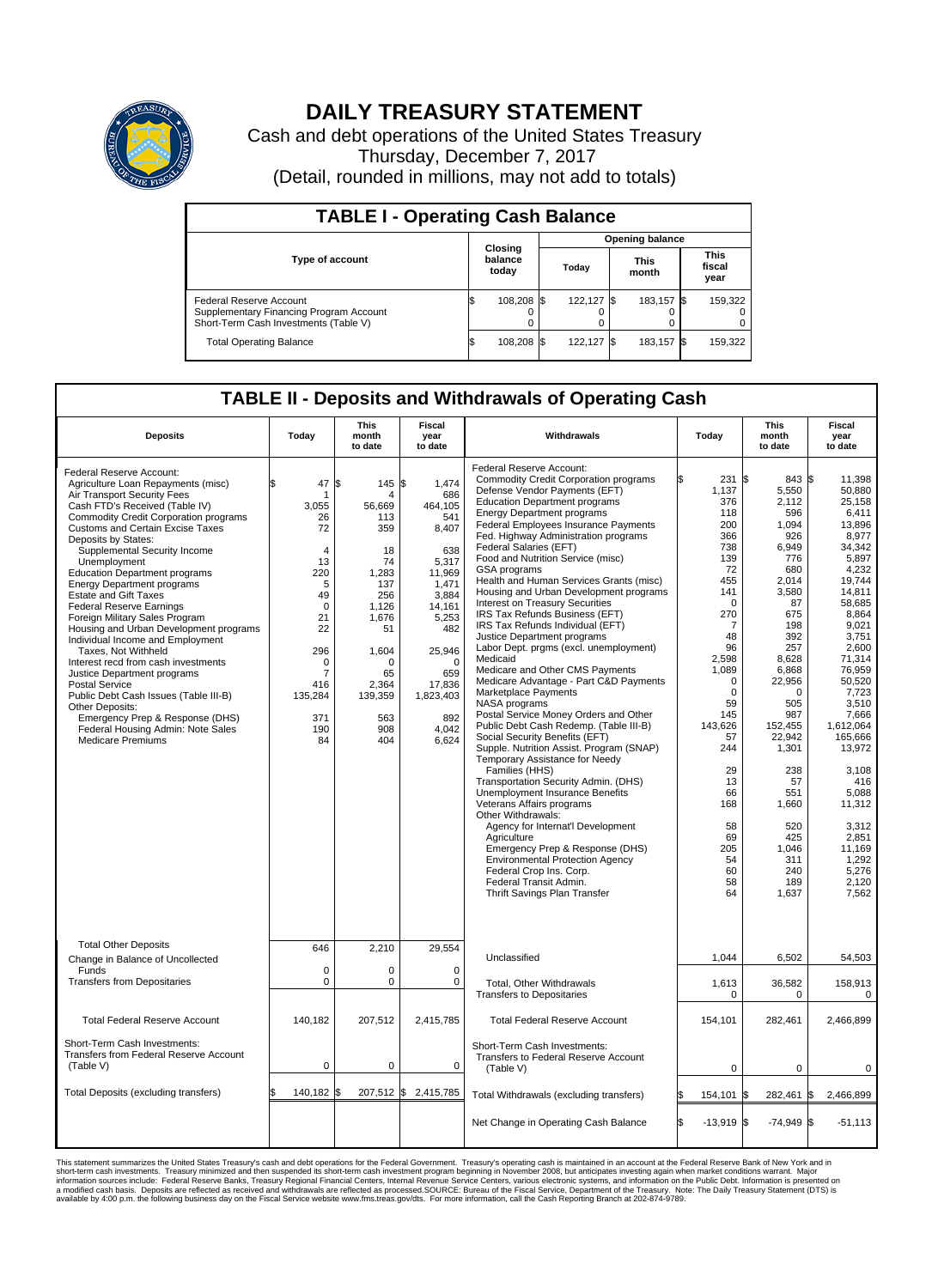# DAILY TREASURY STATEMENT

Cash and debt operations of the United States Treasury
Thursday, December 7, 2017
(Detail, rounded in millions, may not add to totals)

## TABLE I - Operating Cash Balance

| Type of account | Closing balance today | Opening balance Today | Opening balance This month | Opening balance This fiscal year |
|---|---|---|---|---|
| Federal Reserve Account | $ 108,208 | $ 122,127 | $ 183,157 | $ 159,322 |
| Supplementary Financing Program Account | 0 | 0 | 0 | 0 |
| Short-Term Cash Investments (Table V) | 0 | 0 | 0 | 0 |
| Total Operating Balance | $ 108,208 | $ 122,127 | $ 183,157 | $ 159,322 |

## TABLE II - Deposits and Withdrawals of Operating Cash

| Deposits | Today | This month to date | Fiscal year to date |
|---|---|---|---|
| Federal Reserve Account: | | | |
| Agriculture Loan Repayments (misc) | $ 47 | $ 145 | $ 1,474 |
| Air Transport Security Fees | 1 | 4 | 686 |
| Cash FTD's Received (Table IV) | 3,055 | 56,669 | 464,105 |
| Commodity Credit Corporation programs | 26 | 113 | 541 |
| Customs and Certain Excise Taxes | 72 | 359 | 8,407 |
| Deposits by States: | | | |
| Supplemental Security Income | 4 | 18 | 638 |
| Unemployment | 13 | 74 | 5,317 |
| Education Department programs | 220 | 1,283 | 11,969 |
| Energy Department programs | 5 | 137 | 1,471 |
| Estate and Gift Taxes | 49 | 256 | 3,884 |
| Federal Reserve Earnings | 0 | 1,126 | 14,161 |
| Foreign Military Sales Program | 21 | 1,676 | 5,253 |
| Housing and Urban Development programs | 22 | 51 | 482 |
| Individual Income and Employment Taxes, Not Withheld | 296 | 1,604 | 25,946 |
| Interest recd from cash investments | 0 | 0 | 0 |
| Justice Department programs | 7 | 65 | 659 |
| Postal Service | 416 | 2,364 | 17,836 |
| Public Debt Cash Issues (Table III-B) | 135,284 | 139,359 | 1,823,403 |
| Other Deposits: | | | |
| Emergency Prep & Response (DHS) | 371 | 563 | 892 |
| Federal Housing Admin: Note Sales | 190 | 908 | 4,042 |
| Medicare Premiums | 84 | 404 | 6,624 |
| Total Other Deposits | 646 | 2,210 | 29,554 |
| Change in Balance of Uncollected Funds | 0 | 0 | 0 |
| Transfers from Depositaries | 0 | 0 | 0 |
| Total Federal Reserve Account | 140,182 | 207,512 | 2,415,785 |
| Short-Term Cash Investments: Transfers from Federal Reserve Account (Table V) | 0 | 0 | 0 |
| Total Deposits (excluding transfers) | $ 140,182 | $ 207,512 | $ 2,415,785 |

| Withdrawals | Today | This month to date | Fiscal year to date |
|---|---|---|---|
| Federal Reserve Account: | | | |
| Commodity Credit Corporation programs | $ 231 | $ 843 | $ 11,398 |
| Defense Vendor Payments (EFT) | 1,137 | 5,550 | 50,880 |
| Education Department programs | 376 | 2,112 | 25,158 |
| Energy Department programs | 118 | 596 | 6,411 |
| Federal Employees Insurance Payments | 200 | 1,094 | 13,896 |
| Fed. Highway Administration programs | 366 | 926 | 8,977 |
| Federal Salaries (EFT) | 738 | 6,949 | 34,342 |
| Food and Nutrition Service (misc) | 139 | 776 | 5,897 |
| GSA programs | 72 | 680 | 4,232 |
| Health and Human Services Grants (misc) | 455 | 2,014 | 19,744 |
| Housing and Urban Development programs | 141 | 3,580 | 14,811 |
| Interest on Treasury Securities | 0 | 87 | 58,685 |
| IRS Tax Refunds Business (EFT) | 270 | 675 | 8,864 |
| IRS Tax Refunds Individual (EFT) | 7 | 198 | 9,021 |
| Justice Department programs | 48 | 392 | 3,751 |
| Labor Dept. prgms (excl. unemployment) | 96 | 257 | 2,600 |
| Medicaid | 2,598 | 8,628 | 71,314 |
| Medicare and Other CMS Payments | 1,089 | 6,868 | 76,959 |
| Medicare Advantage - Part C&D Payments | 0 | 22,956 | 50,520 |
| Marketplace Payments | 0 | 0 | 7,723 |
| NASA programs | 59 | 505 | 3,510 |
| Postal Service Money Orders and Other | 145 | 987 | 7,666 |
| Public Debt Cash Redemp. (Table III-B) | 143,626 | 152,455 | 1,612,064 |
| Social Security Benefits (EFT) | 57 | 22,942 | 165,666 |
| Supple. Nutrition Assist. Program (SNAP) | 244 | 1,301 | 13,972 |
| Temporary Assistance for Needy Families (HHS) | 29 | 238 | 3,108 |
| Transportation Security Admin. (DHS) | 13 | 57 | 416 |
| Unemployment Insurance Benefits | 66 | 551 | 5,088 |
| Veterans Affairs programs | 168 | 1,660 | 11,312 |
| Other Withdrawals: | | | |
| Agency for Internat'l Development | 58 | 520 | 3,312 |
| Agriculture | 69 | 425 | 2,851 |
| Emergency Prep & Response (DHS) | 205 | 1,046 | 11,169 |
| Environmental Protection Agency | 54 | 311 | 1,292 |
| Federal Crop Ins. Corp. | 60 | 240 | 5,276 |
| Federal Transit Admin. | 58 | 189 | 2,120 |
| Thrift Savings Plan Transfer | 64 | 1,637 | 7,562 |
| Unclassified | 1,044 | 6,502 | 54,503 |
| Total, Other Withdrawals | 1,613 | 36,582 | 158,913 |
| Transfers to Depositaries | 0 | 0 | 0 |
| Total Federal Reserve Account | 154,101 | 282,461 | 2,466,899 |
| Short-Term Cash Investments: Transfers to Federal Reserve Account (Table V) | 0 | 0 | 0 |
| Total Withdrawals (excluding transfers) | $ 154,101 | $ 282,461 | $ 2,466,899 |
| Net Change in Operating Cash Balance | $ -13,919 | $ -74,949 | $ -51,113 |

This statement summarizes the United States Treasury's cash and debt operations for the Federal Government. Treasury's operating cash is maintained in an account at the Federal Reserve Bank of New York and in short-term cash investments. Treasury minimized and then suspended its short-term cash investment program beginning in November 2008, but anticipates investing again when market conditions warrant. Major information sources include: Federal Reserve Banks, Treasury Regional Financial Centers, Internal Revenue Service Centers, various electronic systems, and information on the Public Debt. Information is presented on a modified cash basis. Deposits are reflected as received and withdrawals are reflected as processed.SOURCE: Bureau of the Fiscal Service, Department of the Treasury. Note: The Daily Treasury Statement (DTS) is available by 4:00 p.m. the following business day on the Fiscal Service website www.fms.treas.gov/dts. For more information, call the Cash Reporting Branch at 202-874-9789.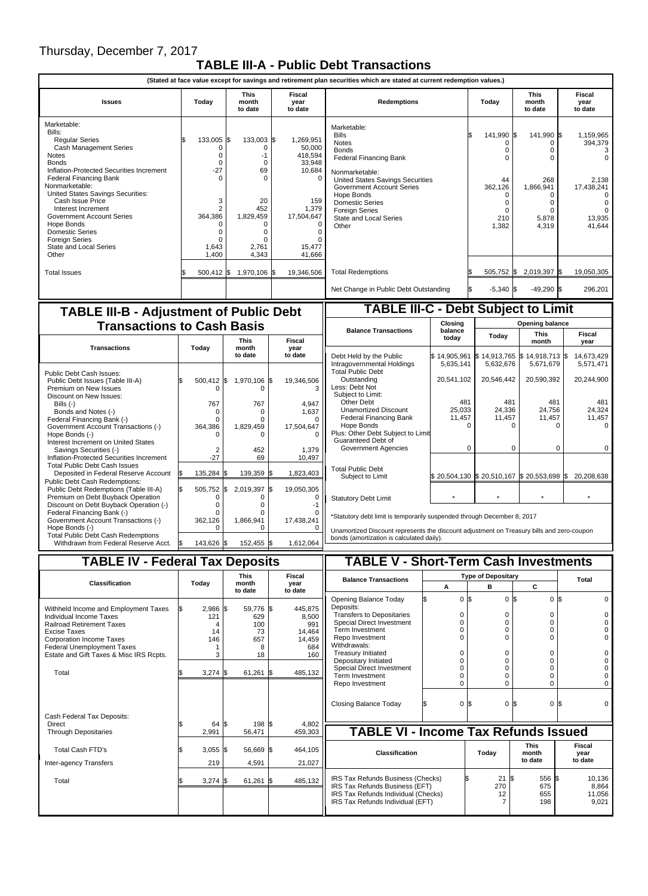Thursday, December 7, 2017

# TABLE III-A - Public Debt Transactions

(Stated at face value except for savings and retirement plan securities which are stated at current redemption values.)

| Issues | Today | This month to date | Fiscal year to date |
|---|---|---|---|
| Marketable: | | | |
| Bills: | | | |
| Regular Series | $ 133,005 | $ 133,003 | $ 1,269,951 |
| Cash Management Series | 0 | 0 | 50,000 |
| Notes | 0 | -1 | 418,594 |
| Bonds | 0 | 0 | 33,948 |
| Inflation-Protected Securities Increment | -27 | 69 | 10,684 |
| Federal Financing Bank | 0 | 0 | 0 |
| Nonmarketable: | | | |
| United States Savings Securities: | | | |
| Cash Issue Price | 3 | 20 | 159 |
| Interest Increment | 2 | 452 | 1,379 |
| Government Account Series | 364,386 | 1,829,459 | 17,504,647 |
| Hope Bonds | 0 | 0 | 0 |
| Domestic Series | 0 | 0 | 0 |
| Foreign Series | 0 | 0 | 0 |
| State and Local Series | 1,643 | 2,761 | 15,477 |
| Other | 1,400 | 4,343 | 41,666 |
| Total Issues | $ 500,412 | $ 1,970,106 | $ 19,346,506 |

| Redemptions | Today | This month to date | Fiscal year to date |
|---|---|---|---|
| Marketable: | | | |
| Bills | $ 141,990 | $ 141,990 | $ 1,159,965 |
| Notes | 0 | 0 | 394,379 |
| Bonds | 0 | 0 | 3 |
| Federal Financing Bank | 0 | 0 | 0 |
| Nonmarketable: | | | |
| United States Savings Securities | 44 | 268 | 2,138 |
| Government Account Series | 362,126 | 1,866,941 | 17,438,241 |
| Hope Bonds | 0 | 0 | 0 |
| Domestic Series | 0 | 0 | 0 |
| Foreign Series | 0 | 0 | 0 |
| State and Local Series | 210 | 5,878 | 13,935 |
| Other | 1,382 | 4,319 | 41,644 |
| Total Redemptions | $ 505,752 | $ 2,019,397 | $ 19,050,305 |
| Net Change in Public Debt Outstanding | $ -5,340 | $ -49,290 | $ 296,201 |

# TABLE III-B - Adjustment of Public Debt Transactions to Cash Basis

| Transactions | Today | This month to date | Fiscal year to date |
|---|---|---|---|
| Public Debt Cash Issues: | | | |
| Public Debt Issues (Table III-A) | $ 500,412 | $ 1,970,106 | $ 19,346,506 |
| Premium on New Issues | 0 | 0 | 3 |
| Discount on New Issues: | | | |
| Bills (-) | 767 | 767 | 4,947 |
| Bonds and Notes (-) | 0 | 0 | 1,637 |
| Federal Financing Bank (-) | 0 | 0 | 0 |
| Government Account Transactions (-) | 364,386 | 1,829,459 | 17,504,647 |
| Hope Bonds (-) | 0 | 0 | 0 |
| Interest Increment on United States Savings Securities (-) | 2 | 452 | 1,379 |
| Inflation-Protected Securities Increment | -27 | 69 | 10,497 |
| Total Public Debt Cash Issues Deposited in Federal Reserve Account | $ 135,284 | $ 139,359 | $ 1,823,403 |
| Public Debt Cash Redemptions: | | | |
| Public Debt Redemptions (Table III-A) | $ 505,752 | $ 2,019,397 | $ 19,050,305 |
| Premium on Debt Buyback Operation | 0 | 0 | 0 |
| Discount on Debt Buyback Operation (-) | 0 | 0 | -1 |
| Federal Financing Bank (-) | 0 | 0 | 0 |
| Government Account Transactions (-) | 362,126 | 1,866,941 | 17,438,241 |
| Hope Bonds (-) | 0 | 0 | 0 |
| Total Public Debt Cash Redemptions Withdrawn from Federal Reserve Acct. | $ 143,626 | $ 152,455 | $ 1,612,064 |

# TABLE III-C - Debt Subject to Limit

| Balance Transactions | Closing balance today | Opening balance Today | Opening balance This month | Opening balance Fiscal year |
|---|---|---|---|---|
| Debt Held by the Public | $ 14,905,961 | $ 14,913,765 | $ 14,918,713 | $ 14,673,429 |
| Intragovernmental Holdings | 5,635,141 | 5,632,676 | 5,671,679 | 5,571,471 |
| Total Public Debt Outstanding | 20,541,102 | 20,546,442 | 20,590,392 | 20,244,900 |
| Less: Debt Not Subject to Limit: | | | | |
| Other Debt | 481 | 481 | 481 | 481 |
| Unamortized Discount | 25,033 | 24,336 | 24,756 | 24,324 |
| Federal Financing Bank | 11,457 | 11,457 | 11,457 | 11,457 |
| Hope Bonds | 0 | 0 | 0 | 0 |
| Plus: Other Debt Subject to Limit | | | | |
| Guaranteed Debt of Government Agencies | 0 | 0 | 0 | 0 |
| Total Public Debt Subject to Limit | $ 20,504,130 | $ 20,510,167 | $ 20,553,698 | $ 20,208,638 |
| Statutory Debt Limit | * | * | * | * |

*Statutory debt limit is temporarily suspended through December 8, 2017

Unamortized Discount represents the discount adjustment on Treasury bills and zero-coupon bonds (amortization is calculated daily).

# TABLE IV - Federal Tax Deposits

| Classification | Today | This month to date | Fiscal year to date |
|---|---|---|---|
| Withheld Income and Employment Taxes | $ 2,986 | $ 59,776 | $ 445,875 |
| Individual Income Taxes | 121 | 629 | 8,500 |
| Railroad Retirement Taxes | 4 | 100 | 991 |
| Excise Taxes | 14 | 73 | 14,464 |
| Corporation Income Taxes | 146 | 657 | 14,459 |
| Federal Unemployment Taxes | 1 | 8 | 684 |
| Estate and Gift Taxes & Misc IRS Rcpts. | 3 | 18 | 160 |
| Total | $ 3,274 | $ 61,261 | $ 485,132 |
| Cash Federal Tax Deposits: | | | |
| Direct | $ 64 | $ 198 | $ 4,802 |
| Through Depositaries | 2,991 | 56,471 | 459,303 |
| Total Cash FTD's | $ 3,055 | $ 56,669 | $ 464,105 |
| Inter-agency Transfers | 219 | 4,591 | 21,027 |
| Total | $ 3,274 | $ 61,261 | $ 485,132 |

# TABLE V - Short-Term Cash Investments

| Balance Transactions | Type of Depositary A | Type of Depositary B | Type of Depositary C | Total |
|---|---|---|---|---|
| Opening Balance Today | $ 0 | $ 0 | $ 0 | $ 0 |
| Deposits: | | | | |
| Transfers to Depositaries | 0 | 0 | 0 | 0 |
| Special Direct Investment | 0 | 0 | 0 | 0 |
| Term Investment | 0 | 0 | 0 | 0 |
| Repo Investment | 0 | 0 | 0 | 0 |
| Withdrawals: | | | | |
| Treasury Initiated | 0 | 0 | 0 | 0 |
| Depositary Initiated | 0 | 0 | 0 | 0 |
| Special Direct Investment | 0 | 0 | 0 | 0 |
| Term Investment | 0 | 0 | 0 | 0 |
| Repo Investment | 0 | 0 | 0 | 0 |
| Closing Balance Today | $ 0 | $ 0 | $ 0 | $ 0 |

# TABLE VI - Income Tax Refunds Issued

| Classification | Today | This month to date | Fiscal year to date |
|---|---|---|---|
| IRS Tax Refunds Business (Checks) | $ 21 | $ 556 | $ 10,136 |
| IRS Tax Refunds Business (EFT) | 270 | 675 | 8,864 |
| IRS Tax Refunds Individual (Checks) | 12 | 655 | 11,056 |
| IRS Tax Refunds Individual (EFT) | 7 | 198 | 9,021 |